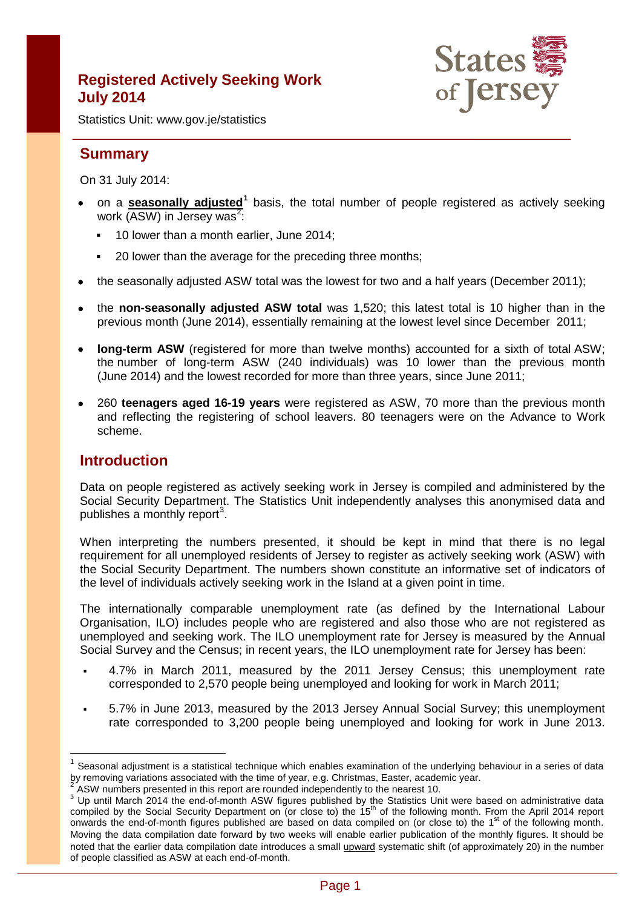# Registered Actively Seeking Work July 2014

Statistics Unit: www.gov.je/statistics

## Summary

On 31 July 2014:

- on a **seasonally adjusted**[1] basis, the total number of people registered as actively seeking work (ASW) in Jersey was[2]:
  - 10 lower than a month earlier, June 2014;
  - 20 lower than the average for the preceding three months;
- the seasonally adjusted ASW total was the lowest for two and a half years (December 2011);
- the **non-seasonally adjusted ASW total** was 1,520; this latest total is 10 higher than in the previous month (June 2014), essentially remaining at the lowest level since December 2011;
- **long-term ASW** (registered for more than twelve months) accounted for a sixth of total ASW; the number of long-term ASW (240 individuals) was 10 lower than the previous month (June 2014) and the lowest recorded for more than three years, since June 2011;
- 260 **teenagers aged 16-19 years** were registered as ASW, 70 more than the previous month and reflecting the registering of school leavers. 80 teenagers were on the Advance to Work scheme.

## Introduction

Data on people registered as actively seeking work in Jersey is compiled and administered by the Social Security Department. The Statistics Unit independently analyses this anonymised data and publishes a monthly report[3].

When interpreting the numbers presented, it should be kept in mind that there is no legal requirement for all unemployed residents of Jersey to register as actively seeking work (ASW) with the Social Security Department. The numbers shown constitute an informative set of indicators of the level of individuals actively seeking work in the Island at a given point in time.

The internationally comparable unemployment rate (as defined by the International Labour Organisation, ILO) includes people who are registered and also those who are not registered as unemployed and seeking work. The ILO unemployment rate for Jersey is measured by the Annual Social Survey and the Census; in recent years, the ILO unemployment rate for Jersey has been:

- 4.7% in March 2011, measured by the 2011 Jersey Census; this unemployment rate corresponded to 2,570 people being unemployed and looking for work in March 2011;
- 5.7% in June 2013, measured by the 2013 Jersey Annual Social Survey; this unemployment rate corresponded to 3,200 people being unemployed and looking for work in June 2013.

---

[1] Seasonal adjustment is a statistical technique which enables examination of the underlying behaviour in a series of data by removing variations associated with the time of year, e.g. Christmas, Easter, academic year.

[2] ASW numbers presented in this report are rounded independently to the nearest 10.

[3] Up until March 2014 the end-of-month ASW figures published by the Statistics Unit were based on administrative data compiled by the Social Security Department on (or close to) the 15th of the following month. From the April 2014 report onwards the end-of-month figures published are based on data compiled on (or close to) the 1st of the following month. Moving the data compilation date forward by two weeks will enable earlier publication of the monthly figures. It should be noted that the earlier data compilation date introduces a small upward systematic shift (of approximately 20) in the number of people classified as ASW at each end-of-month.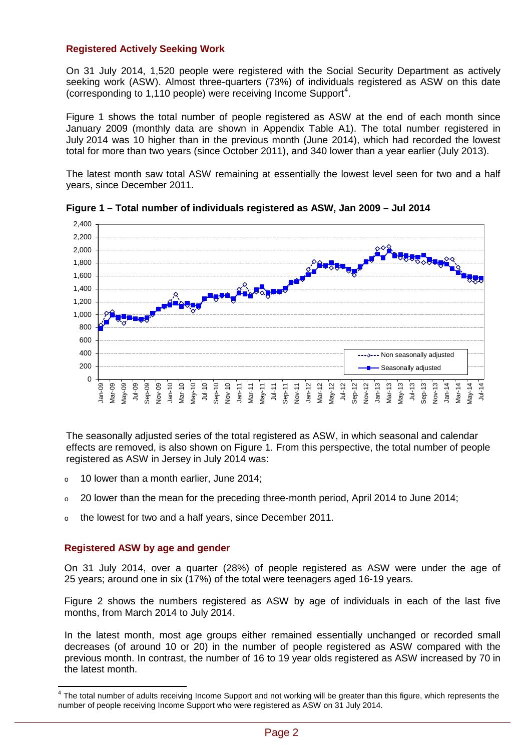## Registered Actively Seeking Work

On 31 July 2014, 1,520 people were registered with the Social Security Department as actively seeking work (ASW). Almost three-quarters (73%) of individuals registered as ASW on this date (corresponding to 1,110 people) were receiving Income Support[4].

Figure 1 shows the total number of people registered as ASW at the end of each month since January 2009 (monthly data are shown in Appendix Table A1). The total number registered in July 2014 was 10 higher than in the previous month (June 2014), which had recorded the lowest total for more than two years (since October 2011), and 340 lower than a year earlier (July 2013).

The latest month saw total ASW remaining at essentially the lowest level seen for two and a half years, since December 2011.

**Figure 1 – Total number of individuals registered as ASW, Jan 2009 – Jul 2014**

The seasonally adjusted series of the total registered as ASW, in which seasonal and calendar effects are removed, is also shown on Figure 1. From this perspective, the total number of people registered as ASW in Jersey in July 2014 was:

- 10 lower than a month earlier, June 2014;
- 20 lower than the mean for the preceding three-month period, April 2014 to June 2014;
- the lowest for two and a half years, since December 2011.

## Registered ASW by age and gender

On 31 July 2014, over a quarter (28%) of people registered as ASW were under the age of 25 years; around one in six (17%) of the total were teenagers aged 16-19 years.

Figure 2 shows the numbers registered as ASW by age of individuals in each of the last five months, from March 2014 to July 2014.

In the latest month, most age groups either remained essentially unchanged or recorded small decreases (of around 10 or 20) in the number of people registered as ASW compared with the previous month. In contrast, the number of 16 to 19 year olds registered as ASW increased by 70 in the latest month.

[4] The total number of adults receiving Income Support and not working will be greater than this figure, which represents the number of people receiving Income Support who were registered as ASW on 31 July 2014.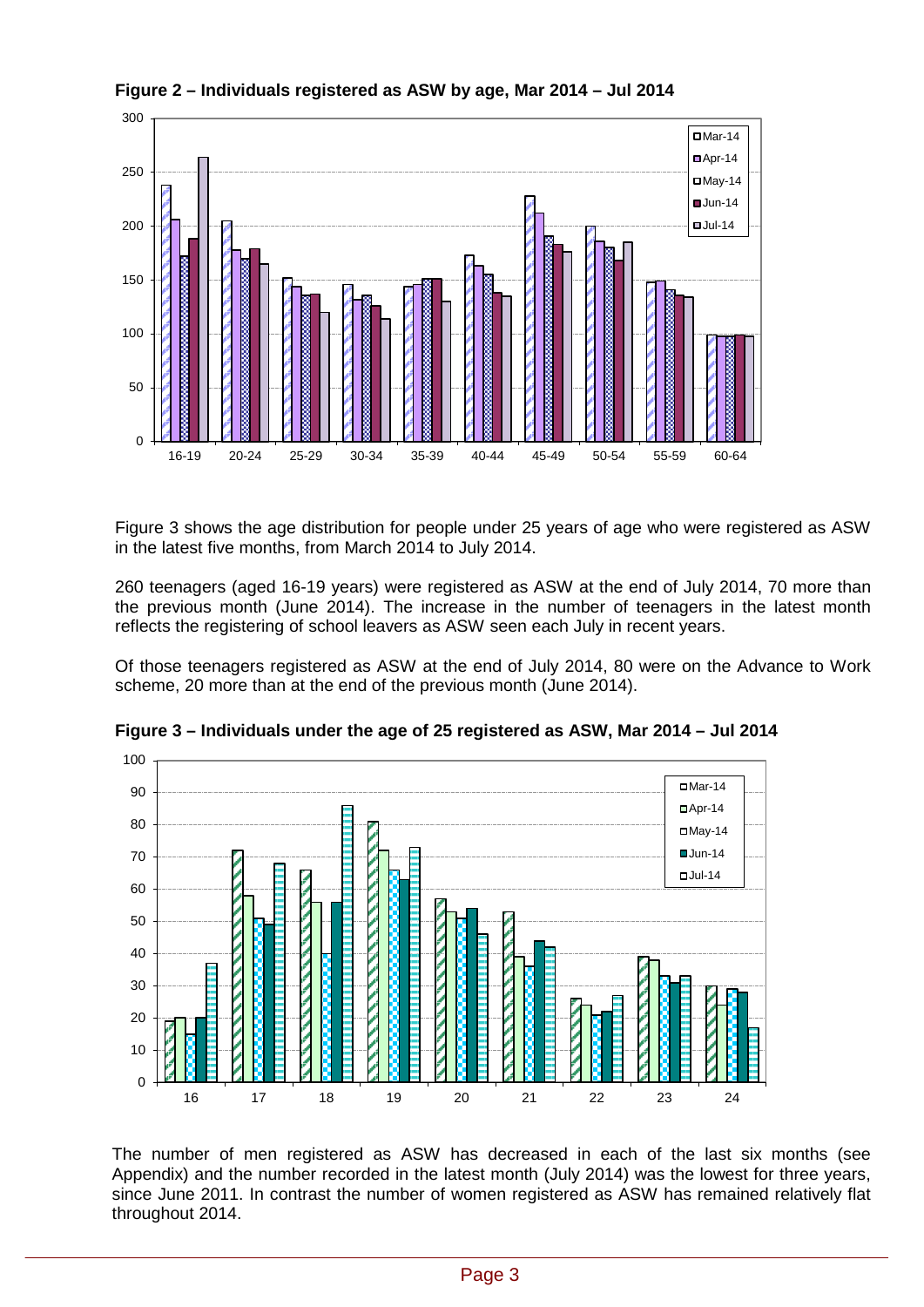**Figure 2 – Individuals registered as ASW by age, Mar 2014 – Jul 2014**

Figure 3 shows the age distribution for people under 25 years of age who were registered as ASW in the latest five months, from March 2014 to July 2014.

260 teenagers (aged 16-19 years) were registered as ASW at the end of July 2014, 70 more than the previous month (June 2014). The increase in the number of teenagers in the latest month reflects the registering of school leavers as ASW seen each July in recent years.

Of those teenagers registered as ASW at the end of July 2014, 80 were on the Advance to Work scheme, 20 more than at the end of the previous month (June 2014).

**Figure 3 – Individuals under the age of 25 registered as ASW, Mar 2014 – Jul 2014**

The number of men registered as ASW has decreased in each of the last six months (see Appendix) and the number recorded in the latest month (July 2014) was the lowest for three years, since June 2011. In contrast the number of women registered as ASW has remained relatively flat throughout 2014.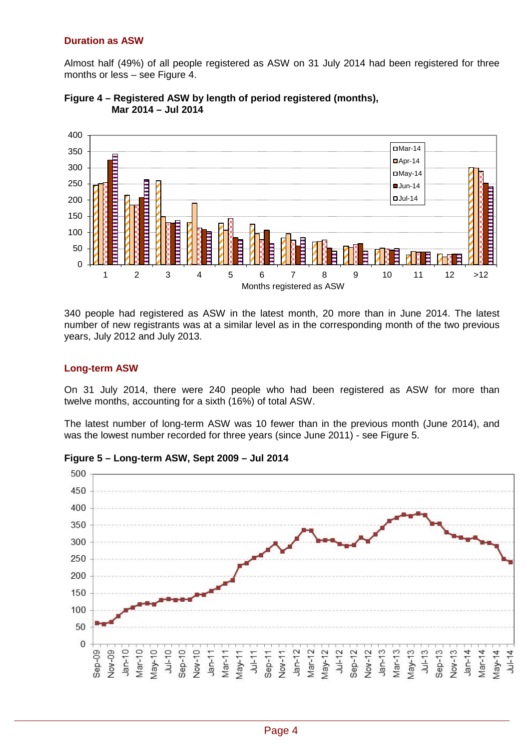### Duration as ASW

Almost half (49%) of all people registered as ASW on 31 July 2014 had been registered for three months or less – see Figure 4.

**Figure 4 – Registered ASW by length of period registered (months), Mar 2014 – Jul 2014**

340 people had registered as ASW in the latest month, 20 more than in June 2014. The latest number of new registrants was at a similar level as in the corresponding month of the two previous years, July 2012 and July 2013.

### Long-term ASW

On 31 July 2014, there were 240 people who had been registered as ASW for more than twelve months, accounting for a sixth (16%) of total ASW.

The latest number of long-term ASW was 10 fewer than in the previous month (June 2014), and was the lowest number recorded for three years (since June 2011) - see Figure 5.

**Figure 5 – Long-term ASW, Sept 2009 – Jul 2014**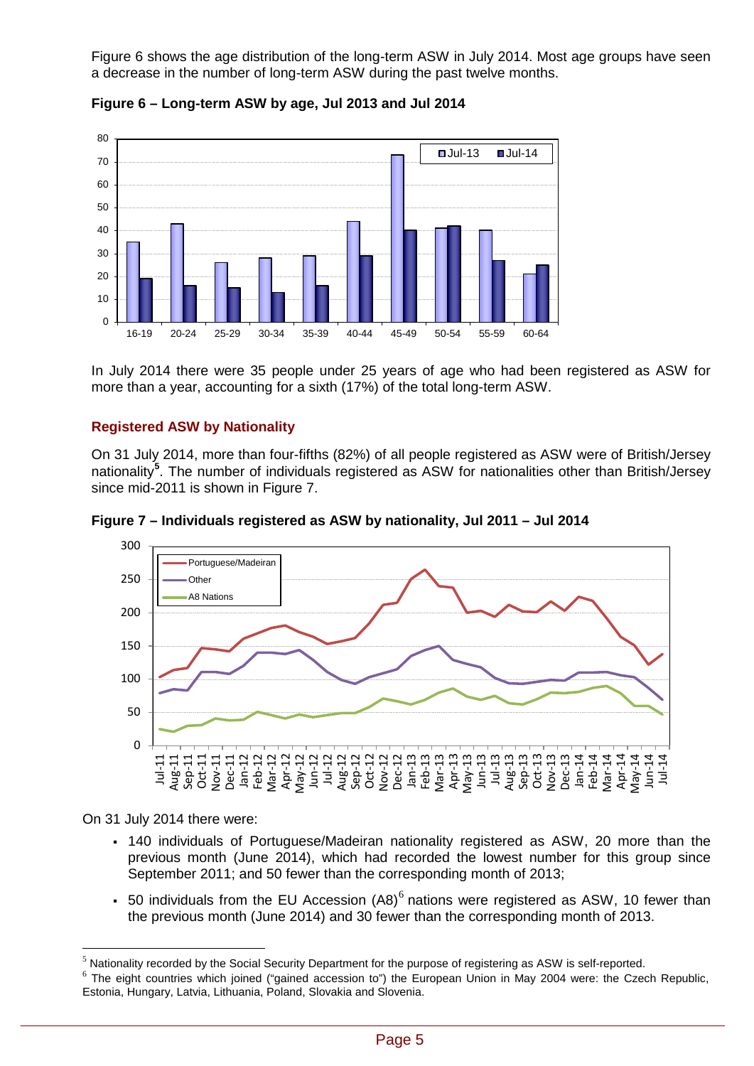Figure 6 shows the age distribution of the long-term ASW in July 2014. Most age groups have seen a decrease in the number of long-term ASW during the past twelve months.

**Figure 6 – Long-term ASW by age, Jul 2013 and Jul 2014**

In July 2014 there were 35 people under 25 years of age who had been registered as ASW for more than a year, accounting for a sixth (17%) of the total long-term ASW.

## Registered ASW by Nationality

On 31 July 2014, more than four-fifths (82%) of all people registered as ASW were of British/Jersey nationality[5]. The number of individuals registered as ASW for nationalities other than British/Jersey since mid-2011 is shown in Figure 7.

**Figure 7 – Individuals registered as ASW by nationality, Jul 2011 – Jul 2014**

On 31 July 2014 there were:

- 140 individuals of Portuguese/Madeiran nationality registered as ASW, 20 more than the previous month (June 2014), which had recorded the lowest number for this group since September 2011; and 50 fewer than the corresponding month of 2013;
- 50 individuals from the EU Accession (A8)[6] nations were registered as ASW, 10 fewer than the previous month (June 2014) and 30 fewer than the corresponding month of 2013.

[5] Nationality recorded by the Social Security Department for the purpose of registering as ASW is self-reported.

[6] The eight countries which joined ("gained accession to") the European Union in May 2004 were: the Czech Republic, Estonia, Hungary, Latvia, Lithuania, Poland, Slovakia and Slovenia.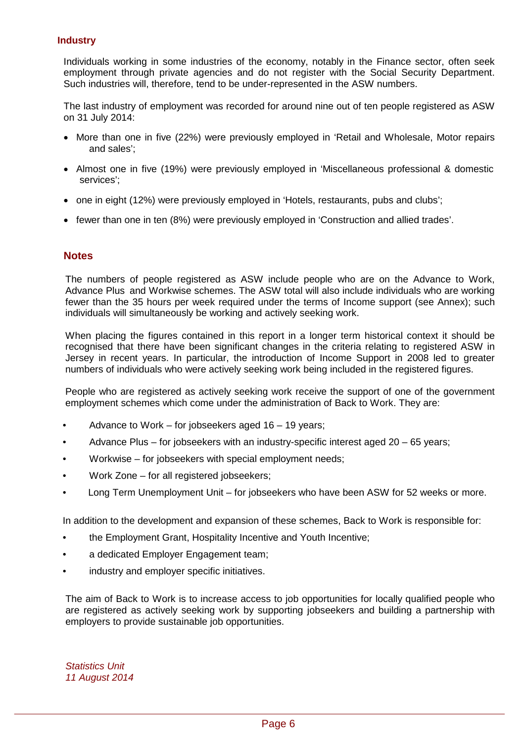### Industry

Individuals working in some industries of the economy, notably in the Finance sector, often seek employment through private agencies and do not register with the Social Security Department. Such industries will, therefore, tend to be under-represented in the ASW numbers.

The last industry of employment was recorded for around nine out of ten people registered as ASW on 31 July 2014:

- More than one in five (22%) were previously employed in 'Retail and Wholesale, Motor repairs and sales';
- Almost one in five (19%) were previously employed in 'Miscellaneous professional & domestic services';
- one in eight (12%) were previously employed in 'Hotels, restaurants, pubs and clubs';
- fewer than one in ten (8%) were previously employed in 'Construction and allied trades'.

## Notes

The numbers of people registered as ASW include people who are on the Advance to Work, Advance Plus and Workwise schemes. The ASW total will also include individuals who are working fewer than the 35 hours per week required under the terms of Income support (see Annex); such individuals will simultaneously be working and actively seeking work.

When placing the figures contained in this report in a longer term historical context it should be recognised that there have been significant changes in the criteria relating to registered ASW in Jersey in recent years. In particular, the introduction of Income Support in 2008 led to greater numbers of individuals who were actively seeking work being included in the registered figures.

People who are registered as actively seeking work receive the support of one of the government employment schemes which come under the administration of Back to Work. They are:

- Advance to Work – for jobseekers aged 16 – 19 years;
- Advance Plus – for jobseekers with an industry-specific interest aged 20 – 65 years;
- Workwise – for jobseekers with special employment needs;
- Work Zone – for all registered jobseekers;
- Long Term Unemployment Unit – for jobseekers who have been ASW for 52 weeks or more.

In addition to the development and expansion of these schemes, Back to Work is responsible for:

- the Employment Grant, Hospitality Incentive and Youth Incentive;
- a dedicated Employer Engagement team;
- industry and employer specific initiatives.

The aim of Back to Work is to increase access to job opportunities for locally qualified people who are registered as actively seeking work by supporting jobseekers and building a partnership with employers to provide sustainable job opportunities.

*Statistics Unit*
*11 August 2014*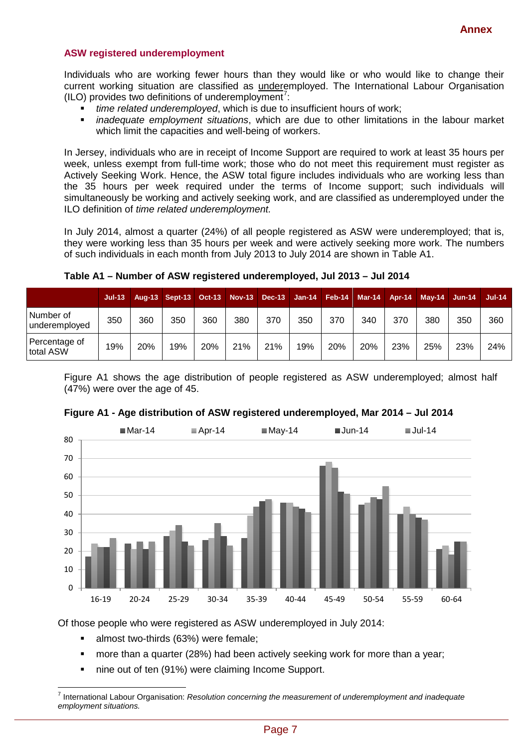## ASW registered underemployment

Individuals who are working fewer hours than they would like or who would like to change their current working situation are classified as underemployed. The International Labour Organisation (ILO) provides two definitions of underemployment[7]:

- *time related underemployed*, which is due to insufficient hours of work;
- *inadequate employment situations*, which are due to other limitations in the labour market which limit the capacities and well-being of workers.

In Jersey, individuals who are in receipt of Income Support are required to work at least 35 hours per week, unless exempt from full-time work; those who do not meet this requirement must register as Actively Seeking Work. Hence, the ASW total figure includes individuals who are working less than the 35 hours per week required under the terms of Income support; such individuals will simultaneously be working and actively seeking work, and are classified as underemployed under the ILO definition of *time related underemployment.*

In July 2014, almost a quarter (24%) of all people registered as ASW were underemployed; that is, they were working less than 35 hours per week and were actively seeking more work. The numbers of such individuals in each month from July 2013 to July 2014 are shown in Table A1.

**Table A1 – Number of ASW registered underemployed, Jul 2013 – Jul 2014**

| | Jul-13 | Aug-13 | Sept-13 | Oct-13 | Nov-13 | Dec-13 | Jan-14 | Feb-14 | Mar-14 | Apr-14 | May-14 | Jun-14 | Jul-14 |
|---|---|---|---|---|---|---|---|---|---|---|---|---|---|
| Number of underemployed | 350 | 360 | 350 | 360 | 380 | 370 | 350 | 370 | 340 | 370 | 380 | 350 | 360 |
| Percentage of total ASW | 19% | 20% | 19% | 20% | 21% | 21% | 19% | 20% | 20% | 23% | 25% | 23% | 24% |

Figure A1 shows the age distribution of people registered as ASW underemployed; almost half (47%) were over the age of 45.

**Figure A1 - Age distribution of ASW registered underemployed, Mar 2014 – Jul 2014**

Of those people who were registered as ASW underemployed in July 2014:

- almost two-thirds (63%) were female;
- more than a quarter (28%) had been actively seeking work for more than a year;
- nine out of ten (91%) were claiming Income Support.

[7] International Labour Organisation: *Resolution concerning the measurement of underemployment and inadequate employment situations.*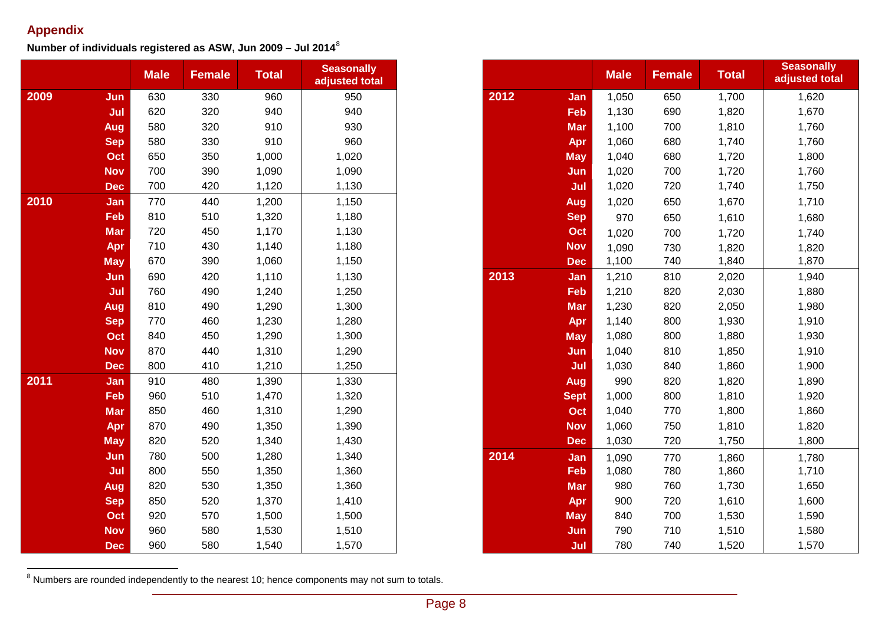## Appendix

**Number of individuals registered as ASW, Jun 2009 – Jul 2014**[8]

| | | Male | Female | Total | Seasonally adjusted total |
|---|---|---|---|---|---|
| 2009 | Jun | 630 | 330 | 960 | 950 |
| | Jul | 620 | 320 | 940 | 940 |
| | Aug | 580 | 320 | 910 | 930 |
| | Sep | 580 | 330 | 910 | 960 |
| | Oct | 650 | 350 | 1,000 | 1,020 |
| | Nov | 700 | 390 | 1,090 | 1,090 |
| | Dec | 700 | 420 | 1,120 | 1,130 |
| 2010 | Jan | 770 | 440 | 1,200 | 1,150 |
| | Feb | 810 | 510 | 1,320 | 1,180 |
| | Mar | 720 | 450 | 1,170 | 1,130 |
| | Apr | 710 | 430 | 1,140 | 1,180 |
| | May | 670 | 390 | 1,060 | 1,150 |
| | Jun | 690 | 420 | 1,110 | 1,130 |
| | Jul | 760 | 490 | 1,240 | 1,250 |
| | Aug | 810 | 490 | 1,290 | 1,300 |
| | Sep | 770 | 460 | 1,230 | 1,280 |
| | Oct | 840 | 450 | 1,290 | 1,300 |
| | Nov | 870 | 440 | 1,310 | 1,290 |
| | Dec | 800 | 410 | 1,210 | 1,250 |
| 2011 | Jan | 910 | 480 | 1,390 | 1,330 |
| | Feb | 960 | 510 | 1,470 | 1,320 |
| | Mar | 850 | 460 | 1,310 | 1,290 |
| | Apr | 870 | 490 | 1,350 | 1,390 |
| | May | 820 | 520 | 1,340 | 1,430 |
| | Jun | 780 | 500 | 1,280 | 1,340 |
| | Jul | 800 | 550 | 1,350 | 1,360 |
| | Aug | 820 | 530 | 1,350 | 1,360 |
| | Sep | 850 | 520 | 1,370 | 1,410 |
| | Oct | 920 | 570 | 1,500 | 1,500 |
| | Nov | 960 | 580 | 1,530 | 1,510 |
| | Dec | 960 | 580 | 1,540 | 1,570 |
| 2012 | Jan | 1,050 | 650 | 1,700 | 1,620 |
| | Feb | 1,130 | 690 | 1,820 | 1,670 |
| | Mar | 1,100 | 700 | 1,810 | 1,760 |
| | Apr | 1,060 | 680 | 1,740 | 1,760 |
| | May | 1,040 | 680 | 1,720 | 1,800 |
| | Jun | 1,020 | 700 | 1,720 | 1,760 |
| | Jul | 1,020 | 720 | 1,740 | 1,750 |
| | Aug | 1,020 | 650 | 1,670 | 1,710 |
| | Sep | 970 | 650 | 1,610 | 1,680 |
| | Oct | 1,020 | 700 | 1,720 | 1,740 |
| | Nov | 1,090 | 730 | 1,820 | 1,820 |
| | Dec | 1,100 | 740 | 1,840 | 1,870 |
| 2013 | Jan | 1,210 | 810 | 2,020 | 1,940 |
| | Feb | 1,210 | 820 | 2,030 | 1,880 |
| | Mar | 1,230 | 820 | 2,050 | 1,980 |
| | Apr | 1,140 | 800 | 1,930 | 1,910 |
| | May | 1,080 | 800 | 1,880 | 1,930 |
| | Jun | 1,040 | 810 | 1,850 | 1,910 |
| | Jul | 1,030 | 840 | 1,860 | 1,900 |
| | Aug | 990 | 820 | 1,820 | 1,890 |
| | Sept | 1,000 | 800 | 1,810 | 1,920 |
| | Oct | 1,040 | 770 | 1,800 | 1,860 |
| | Nov | 1,060 | 750 | 1,810 | 1,820 |
| | Dec | 1,030 | 720 | 1,750 | 1,800 |
| 2014 | Jan | 1,090 | 770 | 1,860 | 1,780 |
| | Feb | 1,080 | 780 | 1,860 | 1,710 |
| | Mar | 980 | 760 | 1,730 | 1,650 |
| | Apr | 900 | 720 | 1,610 | 1,600 |
| | May | 840 | 700 | 1,530 | 1,590 |
| | Jun | 790 | 710 | 1,510 | 1,580 |
| | Jul | 780 | 740 | 1,520 | 1,570 |

[8] Numbers are rounded independently to the nearest 10; hence components may not sum to totals.